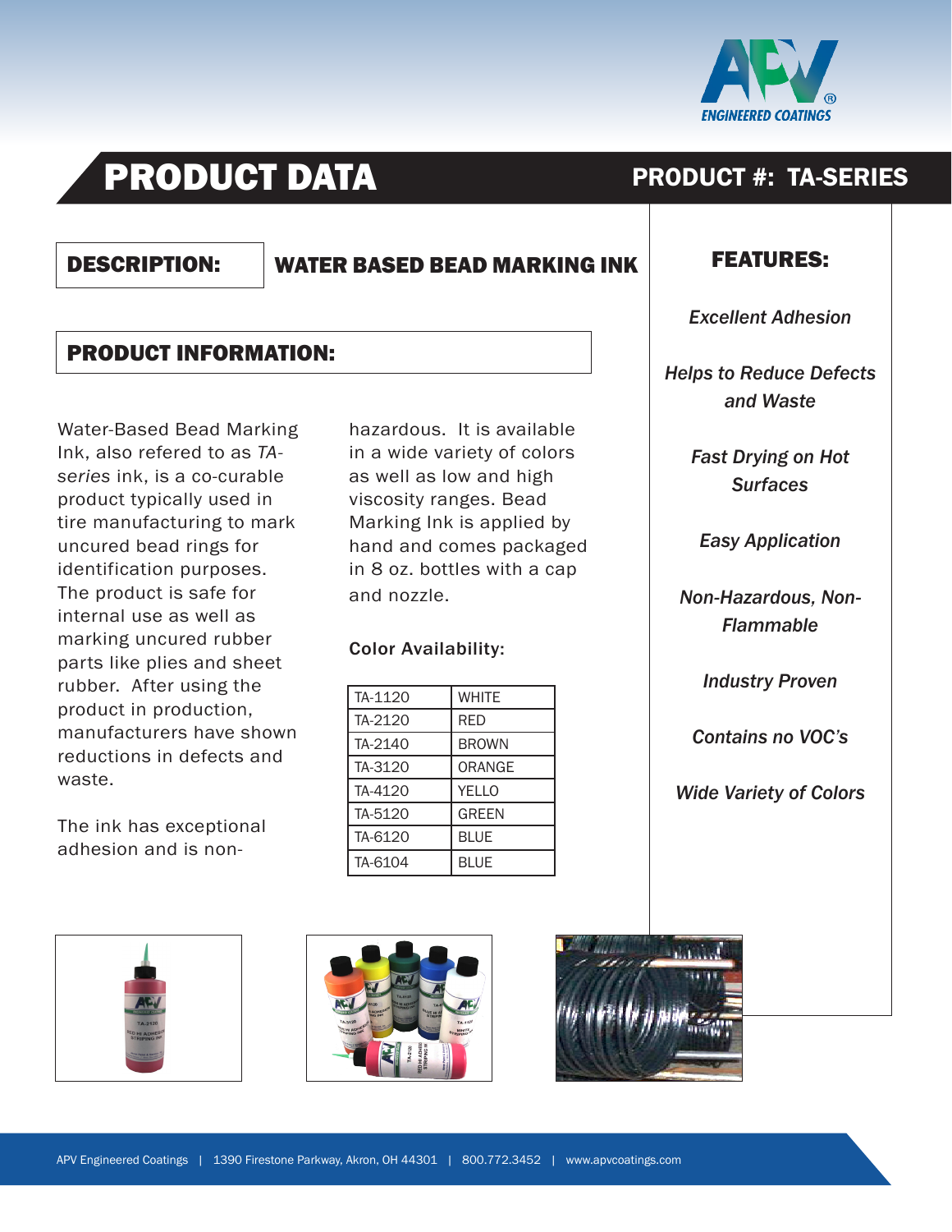# PRODUCT DATA

## PRODUCT #: TA-SERIES

**DESCRIPTION:** **WATER BASED BEAD MARKING INK**

## PRODUCT INFORMATION:

Water-Based Bead Marking Ink, also refered to as *TA-series* ink, is a co-curable product typically used in tire manufacturing to mark uncured bead rings for identification purposes. The product is safe for internal use as well as marking uncured rubber parts like plies and sheet rubber. After using the product in production, manufacturers have shown reductions in defects and waste.

The ink has exceptional adhesion and is non-hazardous. It is available in a wide variety of colors as well as low and high viscosity ranges. Bead Marking Ink is applied by hand and comes packaged in 8 oz. bottles with a cap and nozzle.

**Color Availability:**

| | |
|---|---|
| TA-1120 | WHITE |
| TA-2120 | RED |
| TA-2140 | BROWN |
| TA-3120 | ORANGE |
| TA-4120 | YELLO |
| TA-5120 | GREEN |
| TA-6120 | BLUE |
| TA-6104 | BLUE |

## FEATURES:

*Excellent Adhesion*

*Helps to Reduce Defects and Waste*

*Fast Drying on Hot Surfaces*

*Easy Application*

*Non-Hazardous, Non-Flammable*

*Industry Proven*

*Contains no VOC's*

*Wide Variety of Colors*

APV Engineered Coatings | 1390 Firestone Parkway, Akron, OH 44301 | 800.772.3452 | www.apvcoatings.com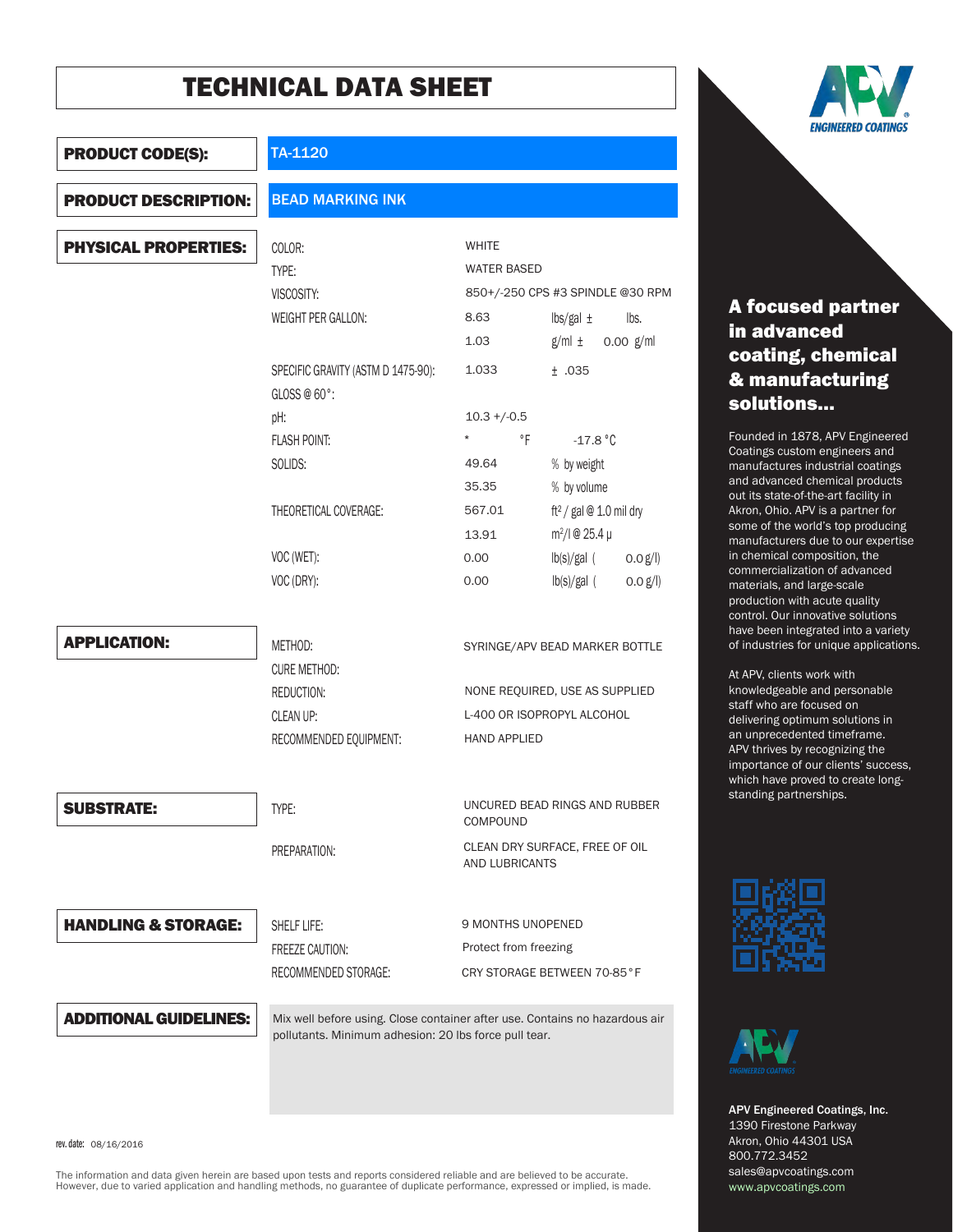# TECHNICAL DATA SHEET

| | |
|---|---|
| **PRODUCT CODE(S):** | TA-1120 |
| **PRODUCT DESCRIPTION:** | BEAD MARKING INK |

## PHYSICAL PROPERTIES:

| | | | |
|---|---|---|---|
| COLOR: | WHITE | | |
| TYPE: | WATER BASED | | |
| VISCOSITY: | 850+/-250 CPS #3 SPINDLE @30 RPM | | |
| WEIGHT PER GALLON: | 8.63 | lbs/gal ± | lbs. |
| | 1.03 | g/ml ± | 0.00 g/ml |
| SPECIFIC GRAVITY (ASTM D 1475-90): | 1.033 | ± .035 | |
| GLOSS @ 60°: | | | |
| pH: | 10.3 +/-0.5 | | |
| FLASH POINT: | * °F | -17.8 °C | |
| SOLIDS: | 49.64 | % by weight | |
| | 35.35 | % by volume | |
| THEORETICAL COVERAGE: | 567.01 | $ft^2$ / gal @ 1.0 mil dry | |
| | 13.91 | $m^2$/l @ 25.4 μ | |
| VOC (WET): | 0.00 | lb(s)/gal ( | 0.0 g/l) |
| VOC (DRY): | 0.00 | lb(s)/gal ( | 0.0 g/l) |

## APPLICATION:

| | |
|---|---|
| METHOD: | SYRINGE/APV BEAD MARKER BOTTLE |
| CURE METHOD: | |
| REDUCTION: | NONE REQUIRED, USE AS SUPPLIED |
| CLEAN UP: | L-400 OR ISOPROPYL ALCOHOL |
| RECOMMENDED EQUIPMENT: | HAND APPLIED |

## SUBSTRATE:

| | |
|---|---|
| TYPE: | UNCURED BEAD RINGS AND RUBBER COMPOUND |
| PREPARATION: | CLEAN DRY SURFACE, FREE OF OIL AND LUBRICANTS |

## HANDLING & STORAGE:

| | |
|---|---|
| SHELF LIFE: | 9 MONTHS UNOPENED |
| FREEZE CAUTION: | Protect from freezing |
| RECOMMENDED STORAGE: | CRY STORAGE BETWEEN 70-85°F |

## ADDITIONAL GUIDELINES:

Mix well before using. Close container after use. Contains no hazardous air pollutants. Minimum adhesion: 20 lbs force pull tear.

rev. date: 08/16/2016

The information and data given herein are based upon tests and reports considered reliable and are believed to be accurate. However, due to varied application and handling methods, no guarantee of duplicate performance, expressed or implied, is made.

APV ENGINEERED COATINGS

## A focused partner in advanced coating, chemical & manufacturing solutions...

Founded in 1878, APV Engineered Coatings custom engineers and manufactures industrial coatings and advanced chemical products out its state-of-the-art facility in Akron, Ohio. APV is a partner for some of the world's top producing manufacturers due to our expertise in chemical composition, the commercialization of advanced materials, and large-scale production with acute quality control. Our innovative solutions have been integrated into a variety of industries for unique applications.

At APV, clients work with knowledgeable and personable staff who are focused on delivering optimum solutions in an unprecedented timeframe. APV thrives by recognizing the importance of our clients' success, which have proved to create long-standing partnerships.

**APV Engineered Coatings, Inc.**
1390 Firestone Parkway
Akron, Ohio 44301 USA
800.772.3452
sales@apvcoatings.com
www.apvcoatings.com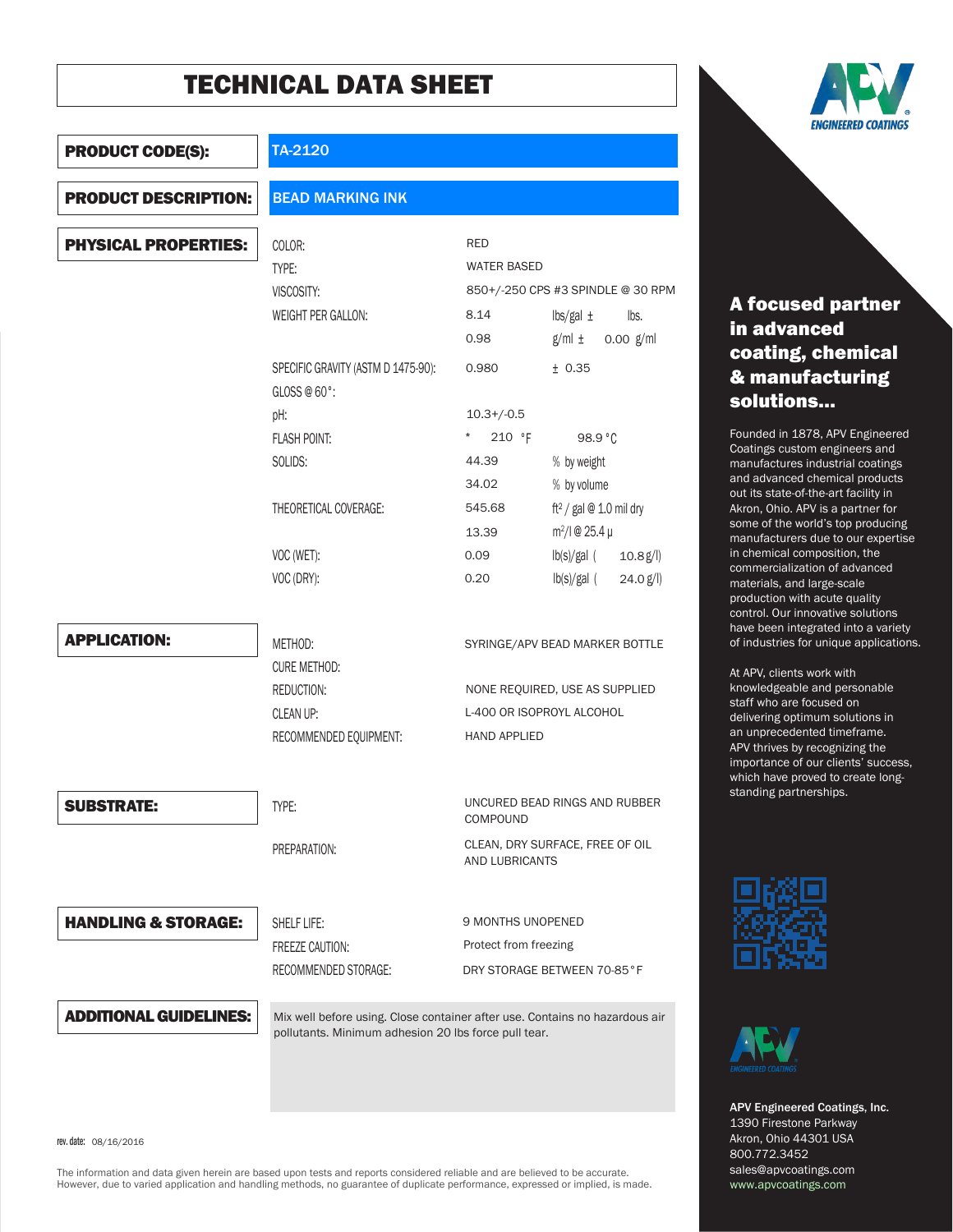# TECHNICAL DATA SHEET

| | |
|---|---|
| **PRODUCT CODE(S):** | TA-2120 |
| **PRODUCT DESCRIPTION:** | BEAD MARKING INK |

## PHYSICAL PROPERTIES:

| | | | |
|---|---|---|---|
| COLOR: | RED | | |
| TYPE: | WATER BASED | | |
| VISCOSITY: | 850+/-250 CPS #3 SPINDLE @ 30 RPM | | |
| WEIGHT PER GALLON: | 8.14 | lbs/gal ± | lbs. |
| | 0.98 | g/ml ± | 0.00 g/ml |
| SPECIFIC GRAVITY (ASTM D 1475-90): | 0.980 | ± 0.35 | |
| GLOSS @ 60°: | | | |
| pH: | 10.3+/-0.5 | | |
| FLASH POINT: | * 210 °F | 98.9 °C | |
| SOLIDS: | 44.39 | % by weight | |
| | 34.02 | % by volume | |
| THEORETICAL COVERAGE: | 545.68 | $ft^2$ / gal @ 1.0 mil dry | |
| | 13.39 | $m^2$/l @ 25.4 μ | |
| VOC (WET): | 0.09 | lb(s)/gal ( | 10.8 g/l) |
| VOC (DRY): | 0.20 | lb(s)/gal ( | 24.0 g/l) |

## APPLICATION:

| | |
|---|---|
| METHOD: | SYRINGE/APV BEAD MARKER BOTTLE |
| CURE METHOD: | |
| REDUCTION: | NONE REQUIRED, USE AS SUPPLIED |
| CLEAN UP: | L-400 OR ISOPROYL ALCOHOL |
| RECOMMENDED EQUIPMENT: | HAND APPLIED |

## SUBSTRATE:

| | |
|---|---|
| TYPE: | UNCURED BEAD RINGS AND RUBBER COMPOUND |
| PREPARATION: | CLEAN, DRY SURFACE, FREE OF OIL AND LUBRICANTS |

## HANDLING & STORAGE:

| | |
|---|---|
| SHELF LIFE: | 9 MONTHS UNOPENED |
| FREEZE CAUTION: | Protect from freezing |
| RECOMMENDED STORAGE: | DRY STORAGE BETWEEN 70-85°F |

## ADDITIONAL GUIDELINES:

Mix well before using. Close container after use. Contains no hazardous air pollutants. Minimum adhesion 20 lbs force pull tear.

rev. date: 08/16/2016

The information and data given herein are based upon tests and reports considered reliable and are believed to be accurate. However, due to varied application and handling methods, no guarantee of duplicate performance, expressed or implied, is made.

APV ENGINEERED COATINGS

## A focused partner in advanced coating, chemical & manufacturing solutions...

Founded in 1878, APV Engineered Coatings custom engineers and manufactures industrial coatings and advanced chemical products out its state-of-the-art facility in Akron, Ohio. APV is a partner for some of the world's top producing manufacturers due to our expertise in chemical composition, the commercialization of advanced materials, and large-scale production with acute quality control. Our innovative solutions have been integrated into a variety of industries for unique applications.

At APV, clients work with knowledgeable and personable staff who are focused on delivering optimum solutions in an unprecedented timeframe. APV thrives by recognizing the importance of our clients' success, which have proved to create long-standing partnerships.

**APV Engineered Coatings, Inc.**
1390 Firestone Parkway
Akron, Ohio 44301 USA
800.772.3452
sales@apvcoatings.com
www.apvcoatings.com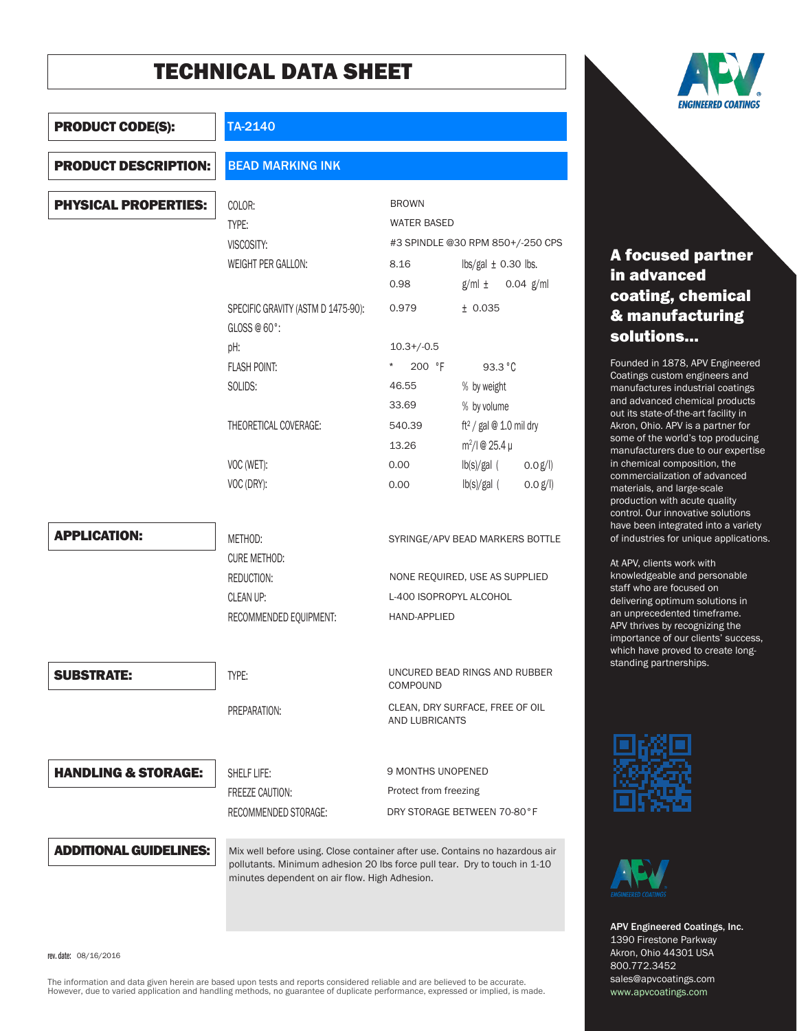# TECHNICAL DATA SHEET

| | |
|---|---|
| **PRODUCT CODE(S):** | TA-2140 |
| **PRODUCT DESCRIPTION:** | BEAD MARKING INK |

## PHYSICAL PROPERTIES:

| | | | |
|---|---|---|---|
| COLOR: | BROWN | | |
| TYPE: | WATER BASED | | |
| VISCOSITY: | #3 SPINDLE @30 RPM 850+/-250 CPS | | |
| WEIGHT PER GALLON: | 8.16 | lbs/gal ± 0.30 lbs. | |
| | 0.98 | g/ml ± 0.04 g/ml | |
| SPECIFIC GRAVITY (ASTM D 1475-90): | 0.979 | ± 0.035 | |
| GLOSS @ 60°: | | | |
| pH: | 10.3+/-0.5 | | |
| FLASH POINT: | * 200 °F | 93.3 °C | |
| SOLIDS: | 46.55 | % by weight | |
| | 33.69 | % by volume | |
| THEORETICAL COVERAGE: | 540.39 | ft² / gal @ 1.0 mil dry | |
| | 13.26 | m²/l @ 25.4 µ | |
| VOC (WET): | 0.00 | lb(s)/gal ( | 0.0 g/l) |
| VOC (DRY): | 0.00 | lb(s)/gal ( | 0.0 g/l) |

## APPLICATION:

| | |
|---|---|
| METHOD: | SYRINGE/APV BEAD MARKERS BOTTLE |
| CURE METHOD: | |
| REDUCTION: | NONE REQUIRED, USE AS SUPPLIED |
| CLEAN UP: | L-400 ISOPROPYL ALCOHOL |
| RECOMMENDED EQUIPMENT: | HAND-APPLIED |

## SUBSTRATE:

| | |
|---|---|
| TYPE: | UNCURED BEAD RINGS AND RUBBER COMPOUND |
| PREPARATION: | CLEAN, DRY SURFACE, FREE OF OIL AND LUBRICANTS |

## HANDLING & STORAGE:

| | |
|---|---|
| SHELF LIFE: | 9 MONTHS UNOPENED |
| FREEZE CAUTION: | Protect from freezing |
| RECOMMENDED STORAGE: | DRY STORAGE BETWEEN 70-80°F |

## ADDITIONAL GUIDELINES:

Mix well before using. Close container after use. Contains no hazardous air pollutants. Minimum adhesion 20 lbs force pull tear. Dry to touch in 1-10 minutes dependent on air flow. High Adhesion.

rev. date: 08/16/2016

The information and data given herein are based upon tests and reports considered reliable and are believed to be accurate. However, due to varied application and handling methods, no guarantee of duplicate performance, expressed or implied, is made.

APV ENGINEERED COATINGS

## A focused partner in advanced coating, chemical & manufacturing solutions...

Founded in 1878, APV Engineered Coatings custom engineers and manufactures industrial coatings and advanced chemical products out its state-of-the-art facility in Akron, Ohio. APV is a partner for some of the world's top producing manufacturers due to our expertise in chemical composition, the commercialization of advanced materials, and large-scale production with acute quality control. Our innovative solutions have been integrated into a variety of industries for unique applications.

At APV, clients work with knowledgeable and personable staff who are focused on delivering optimum solutions in an unprecedented timeframe. APV thrives by recognizing the importance of our clients' success, which have proved to create long-standing partnerships.

**APV Engineered Coatings, Inc.**
1390 Firestone Parkway
Akron, Ohio 44301 USA
800.772.3452
sales@apvcoatings.com
www.apvcoatings.com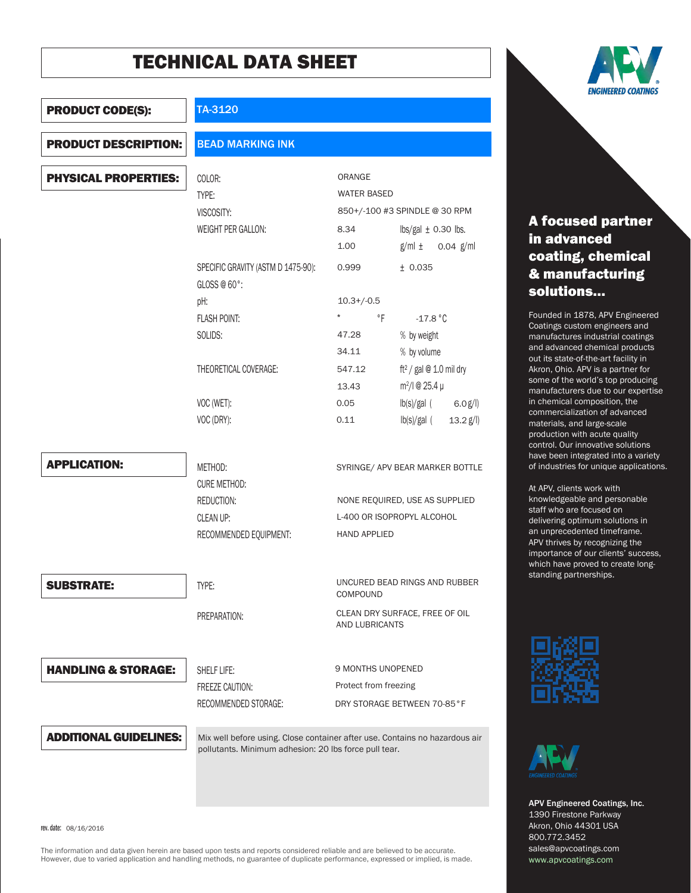# TECHNICAL DATA SHEET

| | |
|---|---|
| **PRODUCT CODE(S):** | TA-3120 |
| **PRODUCT DESCRIPTION:** | BEAD MARKING INK |

## PHYSICAL PROPERTIES:

| | | |
|---|---|---|
| COLOR: | ORANGE | |
| TYPE: | WATER BASED | |
| VISCOSITY: | 850+/-100 #3 SPINDLE @ 30 RPM | |
| WEIGHT PER GALLON: | 8.34 | lbs/gal ± 0.30 lbs. |
| | 1.00 | g/ml ± 0.04 g/ml |
| SPECIFIC GRAVITY (ASTM D 1475-90): | 0.999 | ± 0.035 |
| GLOSS @ 60°: | | |
| pH: | 10.3+/-0.5 | |
| FLASH POINT: | * °F | -17.8 °C |
| SOLIDS: | 47.28 | % by weight |
| | 34.11 | % by volume |
| THEORETICAL COVERAGE: | 547.12 | ft² / gal @ 1.0 mil dry |
| | 13.43 | m²/l @ 25.4 µ |
| VOC (WET): | 0.05 | lb(s)/gal ( 6.0 g/l) |
| VOC (DRY): | 0.11 | lb(s)/gal ( 13.2 g/l) |

## APPLICATION:

| | |
|---|---|
| METHOD: | SYRINGE/ APV BEAR MARKER BOTTLE |
| CURE METHOD: | |
| REDUCTION: | NONE REQUIRED, USE AS SUPPLIED |
| CLEAN UP: | L-400 OR ISOPROPYL ALCOHOL |
| RECOMMENDED EQUIPMENT: | HAND APPLIED |

## SUBSTRATE:

| | |
|---|---|
| TYPE: | UNCURED BEAD RINGS AND RUBBER COMPOUND |
| PREPARATION: | CLEAN DRY SURFACE, FREE OF OIL AND LUBRICANTS |

## HANDLING & STORAGE:

| | |
|---|---|
| SHELF LIFE: | 9 MONTHS UNOPENED |
| FREEZE CAUTION: | Protect from freezing |
| RECOMMENDED STORAGE: | DRY STORAGE BETWEEN 70-85°F |

## ADDITIONAL GUIDELINES:

Mix well before using. Close container after use. Contains no hazardous air pollutants. Minimum adhesion: 20 lbs force pull tear.

rev. date: 08/16/2016

The information and data given herein are based upon tests and reports considered reliable and are believed to be accurate. However, due to varied application and handling methods, no guarantee of duplicate performance, expressed or implied, is made.

APV ENGINEERED COATINGS

## A focused partner in advanced coating, chemical & manufacturing solutions...

Founded in 1878, APV Engineered Coatings custom engineers and manufactures industrial coatings and advanced chemical products out its state-of-the-art facility in Akron, Ohio. APV is a partner for some of the world's top producing manufacturers due to our expertise in chemical composition, the commercialization of advanced materials, and large-scale production with acute quality control. Our innovative solutions have been integrated into a variety of industries for unique applications.

At APV, clients work with knowledgeable and personable staff who are focused on delivering optimum solutions in an unprecedented timeframe. APV thrives by recognizing the importance of our clients' success, which have proved to create long-standing partnerships.

**APV Engineered Coatings, Inc.**
1390 Firestone Parkway
Akron, Ohio 44301 USA
800.772.3452
sales@apvcoatings.com
www.apvcoatings.com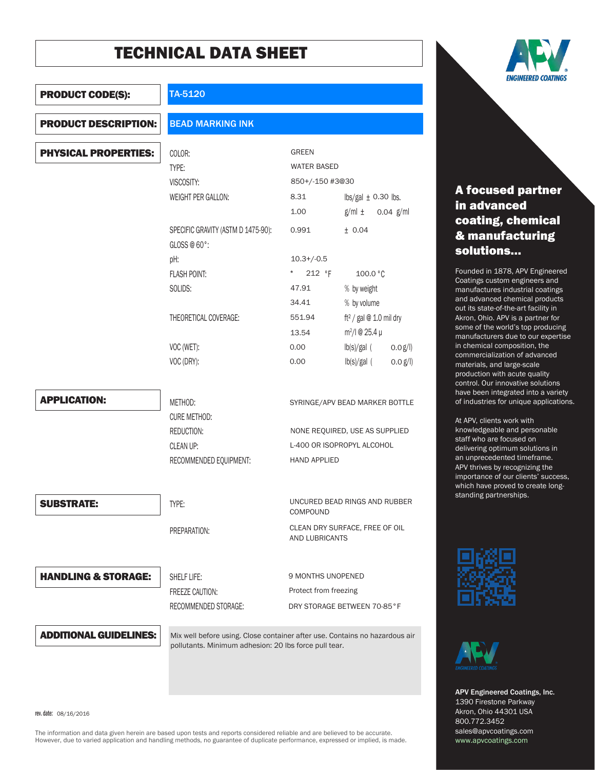# TECHNICAL DATA SHEET

| | |
|---|---|
| **PRODUCT CODE(S):** | TA-5120 |
| **PRODUCT DESCRIPTION:** | BEAD MARKING INK |

## PHYSICAL PROPERTIES:

| | | |
|---|---|---|
| COLOR: | GREEN | |
| TYPE: | WATER BASED | |
| VISCOSITY: | 850+/-150 #3@30 | |
| WEIGHT PER GALLON: | 8.31 | lbs/gal ± 0.30 lbs. |
| | 1.00 | g/ml ± 0.04 g/ml |
| SPECIFIC GRAVITY (ASTM D 1475-90): | 0.991 | ± 0.04 |
| GLOSS @ 60°: | | |
| pH: | 10.3+/-0.5 | |
| FLASH POINT: | * 212 °F | 100.0 °C |
| SOLIDS: | 47.91 | % by weight |
| | 34.41 | % by volume |
| THEORETICAL COVERAGE: | 551.94 | ft² / gal @ 1.0 mil dry |
| | 13.54 | m²/l @ 25.4 µ |
| VOC (WET): | 0.00 | lb(s)/gal ( 0.0 g/l) |
| VOC (DRY): | 0.00 | lb(s)/gal ( 0.0 g/l) |

## APPLICATION:

| | |
|---|---|
| METHOD: | SYRINGE/APV BEAD MARKER BOTTLE |
| CURE METHOD: | |
| REDUCTION: | NONE REQUIRED, USE AS SUPPLIED |
| CLEAN UP: | L-400 OR ISOPROPYL ALCOHOL |
| RECOMMENDED EQUIPMENT: | HAND APPLIED |

## SUBSTRATE:

| | |
|---|---|
| TYPE: | UNCURED BEAD RINGS AND RUBBER COMPOUND |
| PREPARATION: | CLEAN DRY SURFACE, FREE OF OIL AND LUBRICANTS |

## HANDLING & STORAGE:

| | |
|---|---|
| SHELF LIFE: | 9 MONTHS UNOPENED |
| FREEZE CAUTION: | Protect from freezing |
| RECOMMENDED STORAGE: | DRY STORAGE BETWEEN 70-85°F |

## ADDITIONAL GUIDELINES:

Mix well before using. Close container after use. Contains no hazardous air pollutants. Minimum adhesion: 20 lbs force pull tear.

rev. date: 08/16/2016

The information and data given herein are based upon tests and reports considered reliable and are believed to be accurate. However, due to varied application and handling methods, no guarantee of duplicate performance, expressed or implied, is made.

APV ENGINEERED COATINGS

## A focused partner in advanced coating, chemical & manufacturing solutions...

Founded in 1878, APV Engineered Coatings custom engineers and manufactures industrial coatings and advanced chemical products out its state-of-the-art facility in Akron, Ohio. APV is a partner for some of the world's top producing manufacturers due to our expertise in chemical composition, the commercialization of advanced materials, and large-scale production with acute quality control. Our innovative solutions have been integrated into a variety of industries for unique applications.

At APV, clients work with knowledgeable and personable staff who are focused on delivering optimum solutions in an unprecedented timeframe. APV thrives by recognizing the importance of our clients' success, which have proved to create long-standing partnerships.

**APV Engineered Coatings, Inc.**
1390 Firestone Parkway
Akron, Ohio 44301 USA
800.772.3452
sales@apvcoatings.com
www.apvcoatings.com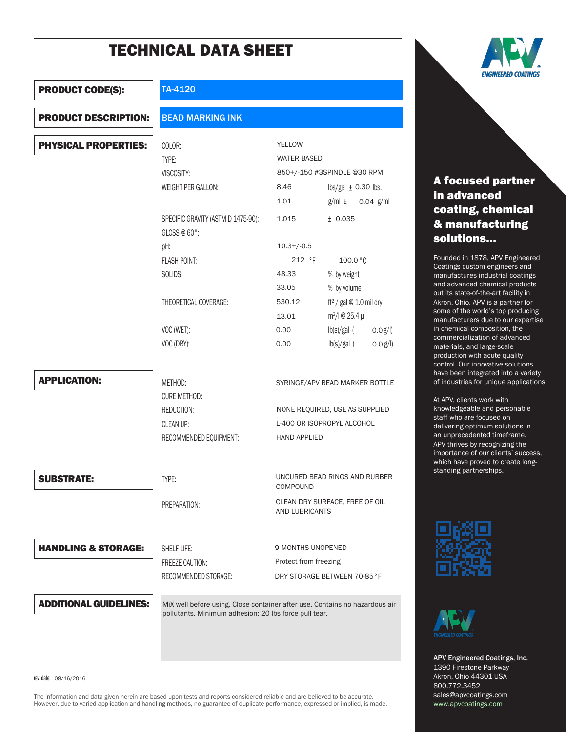# TECHNICAL DATA SHEET

| | |
|---|---|
| **PRODUCT CODE(S):** | TA-4120 |
| **PRODUCT DESCRIPTION:** | BEAD MARKING INK |

## PHYSICAL PROPERTIES:

| | | |
|---|---|---|
| COLOR: | YELLOW | |
| TYPE: | WATER BASED | |
| VISCOSITY: | 850+/-150 #3SPINDLE @30 RPM | |
| WEIGHT PER GALLON: | 8.46 | lbs/gal ± 0.30 lbs. |
| | 1.01 | g/ml ± 0.04 g/ml |
| SPECIFIC GRAVITY (ASTM D 1475-90): | 1.015 | ± 0.035 |
| GLOSS @ 60°: | | |
| pH: | 10.3+/-0.5 | |
| FLASH POINT: | 212 °F | 100.0 °C |
| SOLIDS: | 48.33 | % by weight |
| | 33.05 | % by volume |
| THEORETICAL COVERAGE: | 530.12 | $ft^2$ / gal @ 1.0 mil dry |
| | 13.01 | $m^2$/l @ 25.4 µ |
| VOC (WET): | 0.00 | lb(s)/gal ( 0.0 g/l) |
| VOC (DRY): | 0.00 | lb(s)/gal ( 0.0 g/l) |

## APPLICATION:

| | |
|---|---|
| METHOD: | SYRINGE/APV BEAD MARKER BOTTLE |
| CURE METHOD: | |
| REDUCTION: | NONE REQUIRED, USE AS SUPPLIED |
| CLEAN UP: | L-400 OR ISOPROPYL ALCOHOL |
| RECOMMENDED EQUIPMENT: | HAND APPLIED |

## SUBSTRATE:

| | |
|---|---|
| TYPE: | UNCURED BEAD RINGS AND RUBBER COMPOUND |
| PREPARATION: | CLEAN DRY SURFACE, FREE OF OIL AND LUBRICANTS |

## HANDLING & STORAGE:

| | |
|---|---|
| SHELF LIFE: | 9 MONTHS UNOPENED |
| FREEZE CAUTION: | Protect from freezing |
| RECOMMENDED STORAGE: | DRY STORAGE BETWEEN 70-85°F |

## ADDITIONAL GUIDELINES:

MiX well before using. Close container after use. Contains no hazardous air pollutants. Minimum adhesion: 20 lbs force pull tear.

rev. date: 08/16/2016

The information and data given herein are based upon tests and reports considered reliable and are believed to be accurate. However, due to varied application and handling methods, no guarantee of duplicate performance, expressed or implied, is made.

APV ENGINEERED COATINGS

## A focused partner in advanced coating, chemical & manufacturing solutions...

Founded in 1878, APV Engineered Coatings custom engineers and manufactures industrial coatings and advanced chemical products out its state-of-the-art facility in Akron, Ohio. APV is a partner for some of the world's top producing manufacturers due to our expertise in chemical composition, the commercialization of advanced materials, and large-scale production with acute quality control. Our innovative solutions have been integrated into a variety of industries for unique applications.

At APV, clients work with knowledgeable and personable staff who are focused on delivering optimum solutions in an unprecedented timeframe. APV thrives by recognizing the importance of our clients' success, which have proved to create long-standing partnerships.

**APV Engineered Coatings, Inc.**
1390 Firestone Parkway
Akron, Ohio 44301 USA
800.772.3452
sales@apvcoatings.com
www.apvcoatings.com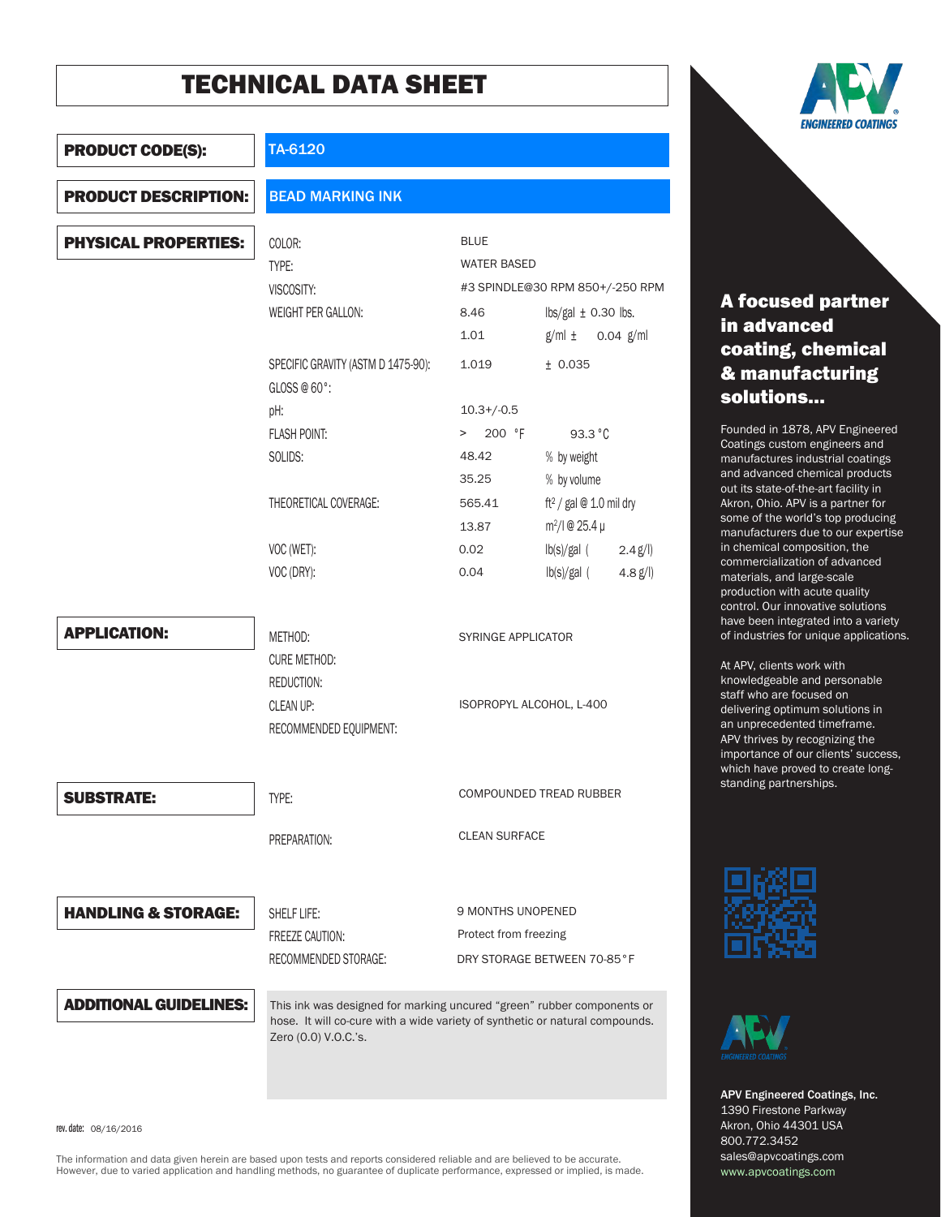# TECHNICAL DATA SHEET

| | |
|---|---|
| **PRODUCT CODE(S):** | TA-6120 |
| **PRODUCT DESCRIPTION:** | BEAD MARKING INK |

## PHYSICAL PROPERTIES:

| | | | |
|---|---|---|---|
| COLOR: | BLUE | | |
| TYPE: | WATER BASED | | |
| VISCOSITY: | #3 SPINDLE@30 RPM 850+/-250 RPM | | |
| WEIGHT PER GALLON: | 8.46 | lbs/gal ± 0.30 lbs. | |
| | 1.01 | g/ml ± 0.04 g/ml | |
| SPECIFIC GRAVITY (ASTM D 1475-90): | 1.019 | ± 0.035 | |
| GLOSS @ 60°: | | | |
| pH: | 10.3+/-0.5 | | |
| FLASH POINT: | > 200 °F | 93.3 °C | |
| SOLIDS: | 48.42 | % by weight | |
| | 35.25 | % by volume | |
| THEORETICAL COVERAGE: | 565.41 | $ft^2$ / gal @ 1.0 mil dry | |
| | 13.87 | $m^2$/l @ 25.4 µ | |
| VOC (WET): | 0.02 | lb(s)/gal ( | 2.4 g/l) |
| VOC (DRY): | 0.04 | lb(s)/gal ( | 4.8 g/l) |

## APPLICATION:

| | |
|---|---|
| METHOD: | SYRINGE APPLICATOR |
| CURE METHOD: | |
| REDUCTION: | |
| CLEAN UP: | ISOPROPYL ALCOHOL, L-400 |
| RECOMMENDED EQUIPMENT: | |

## SUBSTRATE:

| | |
|---|---|
| TYPE: | COMPOUNDED TREAD RUBBER |
| PREPARATION: | CLEAN SURFACE |

## HANDLING & STORAGE:

| | |
|---|---|
| SHELF LIFE: | 9 MONTHS UNOPENED |
| FREEZE CAUTION: | Protect from freezing |
| RECOMMENDED STORAGE: | DRY STORAGE BETWEEN 70-85°F |

## ADDITIONAL GUIDELINES:

This ink was designed for marking uncured "green" rubber components or hose. It will co-cure with a wide variety of synthetic or natural compounds. Zero (0.0) V.O.C.'s.

rev. date: 08/16/2016

The information and data given herein are based upon tests and reports considered reliable and are believed to be accurate. However, due to varied application and handling methods, no guarantee of duplicate performance, expressed or implied, is made.

APV ENGINEERED COATINGS

## A focused partner in advanced coating, chemical & manufacturing solutions...

Founded in 1878, APV Engineered Coatings custom engineers and manufactures industrial coatings and advanced chemical products out its state-of-the-art facility in Akron, Ohio. APV is a partner for some of the world's top producing manufacturers due to our expertise in chemical composition, the commercialization of advanced materials, and large-scale production with acute quality control. Our innovative solutions have been integrated into a variety of industries for unique applications.

At APV, clients work with knowledgeable and personable staff who are focused on delivering optimum solutions in an unprecedented timeframe. APV thrives by recognizing the importance of our clients' success, which have proved to create long-standing partnerships.

**APV Engineered Coatings, Inc.**
1390 Firestone Parkway
Akron, Ohio 44301 USA
800.772.3452
sales@apvcoatings.com
www.apvcoatings.com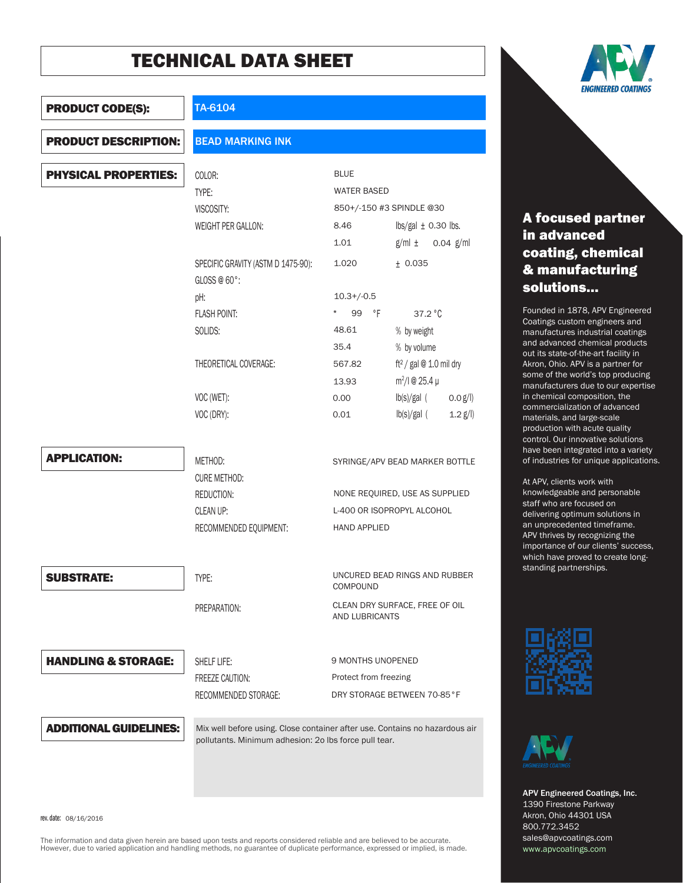# TECHNICAL DATA SHEET

| | | |
|---|---|---|
| **PRODUCT CODE(S):** | TA-6104 | |
| **PRODUCT DESCRIPTION:** | BEAD MARKING INK | |

**PHYSICAL PROPERTIES:**

| | | |
|---|---|---|
| COLOR: | BLUE | |
| TYPE: | WATER BASED | |
| VISCOSITY: | 850+/-150 #3 SPINDLE @30 | |
| WEIGHT PER GALLON: | 8.46 | lbs/gal ± 0.30 lbs. |
| | 1.01 | g/ml ± 0.04 g/ml |
| SPECIFIC GRAVITY (ASTM D 1475-90): | 1.020 | ± 0.035 |
| GLOSS @ 60°: | | |
| pH: | 10.3+/-0.5 | |
| FLASH POINT: | * 99 °F | 37.2 °C |
| SOLIDS: | 48.61 | % by weight |
| | 35.4 | % by volume |
| THEORETICAL COVERAGE: | 567.82 | ft² / gal @ 1.0 mil dry |
| | 13.93 | $m^2$/l @ 25.4 µ |
| VOC (WET): | 0.00 | lb(s)/gal ( 0.0 g/l) |
| VOC (DRY): | 0.01 | lb(s)/gal ( 1.2 g/l) |

**APPLICATION:**

| | |
|---|---|
| METHOD: | SYRINGE/APV BEAD MARKER BOTTLE |
| CURE METHOD: | |
| REDUCTION: | NONE REQUIRED, USE AS SUPPLIED |
| CLEAN UP: | L-400 OR ISOPROPYL ALCOHOL |
| RECOMMENDED EQUIPMENT: | HAND APPLIED |

**SUBSTRATE:**

| | |
|---|---|
| TYPE: | UNCURED BEAD RINGS AND RUBBER COMPOUND |
| PREPARATION: | CLEAN DRY SURFACE, FREE OF OIL AND LUBRICANTS |

**HANDLING & STORAGE:**

| | |
|---|---|
| SHELF LIFE: | 9 MONTHS UNOPENED |
| FREEZE CAUTION: | Protect from freezing |
| RECOMMENDED STORAGE: | DRY STORAGE BETWEEN 70-85°F |

**ADDITIONAL GUIDELINES:**

Mix well before using. Close container after use. Contains no hazardous air pollutants. Minimum adhesion: 2o lbs force pull tear.

rev. date: 08/16/2016

The information and data given herein are based upon tests and reports considered reliable and are believed to be accurate. However, due to varied application and handling methods, no guarantee of duplicate performance, expressed or implied, is made.

APV ENGINEERED COATINGS

## A focused partner in advanced coating, chemical & manufacturing solutions...

Founded in 1878, APV Engineered Coatings custom engineers and manufactures industrial coatings and advanced chemical products out its state-of-the-art facility in Akron, Ohio. APV is a partner for some of the world's top producing manufacturers due to our expertise in chemical composition, the commercialization of advanced materials, and large-scale production with acute quality control. Our innovative solutions have been integrated into a variety of industries for unique applications.

At APV, clients work with knowledgeable and personable staff who are focused on delivering optimum solutions in an unprecedented timeframe. APV thrives by recognizing the importance of our clients' success, which have proved to create long-standing partnerships.

**APV Engineered Coatings, Inc.**
1390 Firestone Parkway
Akron, Ohio 44301 USA
800.772.3452
sales@apvcoatings.com
www.apvcoatings.com